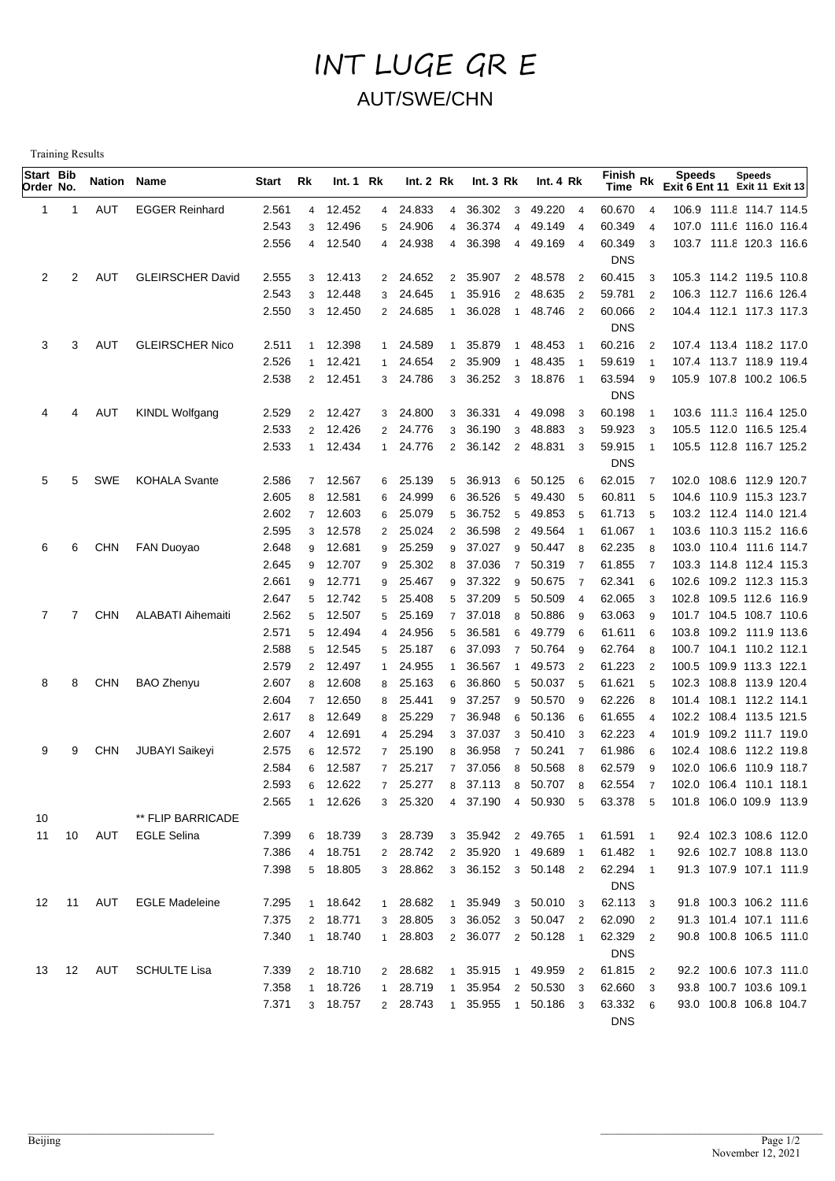# INT LUGE GR E

## AUT/SWE/CHN

Training Results

| Start Order | Bib No. | Nation | Name | Start | Rk | Int. 1 | Rk | Int. 2 | Rk | Int. 3 | Rk | Int. 4 | Rk | Finish Time | Rk | Speeds Exit 6 | Speeds Ent 11 | Speeds Exit 11 | Speeds Exit 13 |
|---|---|---|---|---|---|---|---|---|---|---|---|---|---|---|---|---|---|---|---|
| 1 | 1 | AUT | EGGER Reinhard | 2.561 | 4 | 12.452 | 4 | 24.833 | 4 | 36.302 | 3 | 49.220 | 4 | 60.670 | 4 | 106.9 | 111.8 | 114.7 | 114.5 |
| | | | | 2.543 | 3 | 12.496 | 5 | 24.906 | 4 | 36.374 | 4 | 49.149 | 4 | 60.349 | 4 | 107.0 | 111.6 | 116.0 | 116.4 |
| | | | | 2.556 | 4 | 12.540 | 4 | 24.938 | 4 | 36.398 | 4 | 49.169 | 4 | 60.349 | 3 | 103.7 | 111.8 | 120.3 | 116.6 |
| | | | | | | | | | | | | | | DNS | | | | | |
| 2 | 2 | AUT | GLEIRSCHER David | 2.555 | 3 | 12.413 | 2 | 24.652 | 2 | 35.907 | 2 | 48.578 | 2 | 60.415 | 3 | 105.3 | 114.2 | 119.5 | 110.8 |
| | | | | 2.543 | 3 | 12.448 | 3 | 24.645 | 1 | 35.916 | 2 | 48.635 | 2 | 59.781 | 2 | 106.3 | 112.7 | 116.6 | 126.4 |
| | | | | 2.550 | 3 | 12.450 | 2 | 24.685 | 1 | 36.028 | 1 | 48.746 | 2 | 60.066 | 2 | 104.4 | 112.1 | 117.3 | 117.3 |
| | | | | | | | | | | | | | | DNS | | | | | |
| 3 | 3 | AUT | GLEIRSCHER Nico | 2.511 | 1 | 12.398 | 1 | 24.589 | 1 | 35.879 | 1 | 48.453 | 1 | 60.216 | 2 | 107.4 | 113.4 | 118.2 | 117.0 |
| | | | | 2.526 | 1 | 12.421 | 1 | 24.654 | 2 | 35.909 | 1 | 48.435 | 1 | 59.619 | 1 | 107.4 | 113.7 | 118.9 | 119.4 |
| | | | | 2.538 | 2 | 12.451 | 3 | 24.786 | 3 | 36.252 | 3 | 18.876 | 1 | 63.594 | 9 | 105.9 | 107.8 | 100.2 | 106.5 |
| | | | | | | | | | | | | | | DNS | | | | | |
| 4 | 4 | AUT | KINDL Wolfgang | 2.529 | 2 | 12.427 | 3 | 24.800 | 3 | 36.331 | 4 | 49.098 | 3 | 60.198 | 1 | 103.6 | 111.3 | 116.4 | 125.0 |
| | | | | 2.533 | 2 | 12.426 | 2 | 24.776 | 3 | 36.190 | 3 | 48.883 | 3 | 59.923 | 3 | 105.5 | 112.0 | 116.5 | 125.4 |
| | | | | 2.533 | 1 | 12.434 | 1 | 24.776 | 2 | 36.142 | 2 | 48.831 | 3 | 59.915 | 1 | 105.5 | 112.8 | 116.7 | 125.2 |
| | | | | | | | | | | | | | | DNS | | | | | |
| 5 | 5 | SWE | KOHALA Svante | 2.586 | 7 | 12.567 | 6 | 25.139 | 5 | 36.913 | 6 | 50.125 | 6 | 62.015 | 7 | 102.0 | 108.6 | 112.9 | 120.7 |
| | | | | 2.605 | 8 | 12.581 | 6 | 24.999 | 6 | 36.526 | 5 | 49.430 | 5 | 60.811 | 5 | 104.6 | 110.9 | 115.3 | 123.7 |
| | | | | 2.602 | 7 | 12.603 | 6 | 25.079 | 5 | 36.752 | 5 | 49.853 | 5 | 61.713 | 5 | 103.2 | 112.4 | 114.0 | 121.4 |
| | | | | 2.595 | 3 | 12.578 | 2 | 25.024 | 2 | 36.598 | 2 | 49.564 | 1 | 61.067 | 1 | 103.6 | 110.3 | 115.2 | 116.6 |
| 6 | 6 | CHN | FAN Duoyao | 2.648 | 9 | 12.681 | 9 | 25.259 | 9 | 37.027 | 9 | 50.447 | 8 | 62.235 | 8 | 103.0 | 110.4 | 111.6 | 114.7 |
| | | | | 2.645 | 9 | 12.707 | 9 | 25.302 | 8 | 37.036 | 7 | 50.319 | 7 | 61.855 | 7 | 103.3 | 114.8 | 112.4 | 115.3 |
| | | | | 2.661 | 9 | 12.771 | 9 | 25.467 | 9 | 37.322 | 9 | 50.675 | 7 | 62.341 | 6 | 102.6 | 109.2 | 112.3 | 115.3 |
| | | | | 2.647 | 5 | 12.742 | 5 | 25.408 | 5 | 37.209 | 5 | 50.509 | 4 | 62.065 | 3 | 102.8 | 109.5 | 112.6 | 116.9 |
| 7 | 7 | CHN | ALABATI Aihemaiti | 2.562 | 5 | 12.507 | 5 | 25.169 | 7 | 37.018 | 8 | 50.886 | 9 | 63.063 | 9 | 101.7 | 104.5 | 108.7 | 110.6 |
| | | | | 2.571 | 5 | 12.494 | 4 | 24.956 | 5 | 36.581 | 6 | 49.779 | 6 | 61.611 | 6 | 103.8 | 109.2 | 111.9 | 113.6 |
| | | | | 2.588 | 5 | 12.545 | 5 | 25.187 | 6 | 37.093 | 7 | 50.764 | 9 | 62.764 | 8 | 100.7 | 104.1 | 110.2 | 112.1 |
| | | | | 2.579 | 2 | 12.497 | 1 | 24.955 | 1 | 36.567 | 1 | 49.573 | 2 | 61.223 | 2 | 100.5 | 109.9 | 113.3 | 122.1 |
| 8 | 8 | CHN | BAO Zhenyu | 2.607 | 8 | 12.608 | 8 | 25.163 | 6 | 36.860 | 5 | 50.037 | 5 | 61.621 | 5 | 102.3 | 108.8 | 113.9 | 120.4 |
| | | | | 2.604 | 7 | 12.650 | 8 | 25.441 | 9 | 37.257 | 9 | 50.570 | 9 | 62.226 | 8 | 101.4 | 108.1 | 112.2 | 114.1 |
| | | | | 2.617 | 8 | 12.649 | 8 | 25.229 | 7 | 36.948 | 6 | 50.136 | 6 | 61.655 | 4 | 102.2 | 108.4 | 113.5 | 121.5 |
| | | | | 2.607 | 4 | 12.691 | 4 | 25.294 | 3 | 37.037 | 3 | 50.410 | 3 | 62.223 | 4 | 101.9 | 109.2 | 111.7 | 119.0 |
| 9 | 9 | CHN | JUBAYI Saikeyi | 2.575 | 6 | 12.572 | 7 | 25.190 | 8 | 36.958 | 7 | 50.241 | 7 | 61.986 | 6 | 102.4 | 108.6 | 112.2 | 119.8 |
| | | | | 2.584 | 6 | 12.587 | 7 | 25.217 | 7 | 37.056 | 8 | 50.568 | 8 | 62.579 | 9 | 102.0 | 106.6 | 110.9 | 118.7 |
| | | | | 2.593 | 6 | 12.622 | 7 | 25.277 | 8 | 37.113 | 8 | 50.707 | 8 | 62.554 | 7 | 102.0 | 106.4 | 110.1 | 118.1 |
| | | | | 2.565 | 1 | 12.626 | 3 | 25.320 | 4 | 37.190 | 4 | 50.930 | 5 | 63.378 | 5 | 101.8 | 106.0 | 109.9 | 113.9 |
| 10 | | | ** FLIP BARRICADE | | | | | | | | | | | | | | | | |
| 11 | 10 | AUT | EGLE Selina | 7.399 | 6 | 18.739 | 3 | 28.739 | 3 | 35.942 | 2 | 49.765 | 1 | 61.591 | 1 | 92.4 | 102.3 | 108.6 | 112.0 |
| | | | | 7.386 | 4 | 18.751 | 2 | 28.742 | 2 | 35.920 | 1 | 49.689 | 1 | 61.482 | 1 | 92.6 | 102.7 | 108.8 | 113.0 |
| | | | | 7.398 | 5 | 18.805 | 3 | 28.862 | 3 | 36.152 | 3 | 50.148 | 2 | 62.294 | 1 | 91.3 | 107.9 | 107.1 | 111.9 |
| | | | | | | | | | | | | | | DNS | | | | | |
| 12 | 11 | AUT | EGLE Madeleine | 7.295 | 1 | 18.642 | 1 | 28.682 | 1 | 35.949 | 3 | 50.010 | 3 | 62.113 | 3 | 91.8 | 100.3 | 106.2 | 111.6 |
| | | | | 7.375 | 2 | 18.771 | 3 | 28.805 | 3 | 36.052 | 3 | 50.047 | 2 | 62.090 | 2 | 91.3 | 101.4 | 107.1 | 111.6 |
| | | | | 7.340 | 1 | 18.740 | 1 | 28.803 | 2 | 36.077 | 2 | 50.128 | 1 | 62.329 | 2 | 90.8 | 100.8 | 106.5 | 111.0 |
| | | | | | | | | | | | | | | DNS | | | | | |
| 13 | 12 | AUT | SCHULTE Lisa | 7.339 | 2 | 18.710 | 2 | 28.682 | 1 | 35.915 | 1 | 49.959 | 2 | 61.815 | 2 | 92.2 | 100.6 | 107.3 | 111.0 |
| | | | | 7.358 | 1 | 18.726 | 1 | 28.719 | 1 | 35.954 | 2 | 50.530 | 3 | 62.660 | 3 | 93.8 | 100.7 | 103.6 | 109.1 |
| | | | | 7.371 | 3 | 18.757 | 2 | 28.743 | 1 | 35.955 | 1 | 50.186 | 3 | 63.332 | 6 | 93.0 | 100.8 | 106.8 | 104.7 |
| | | | | | | | | | | | | | | DNS | | | | | |

Beijing

November 12, 2021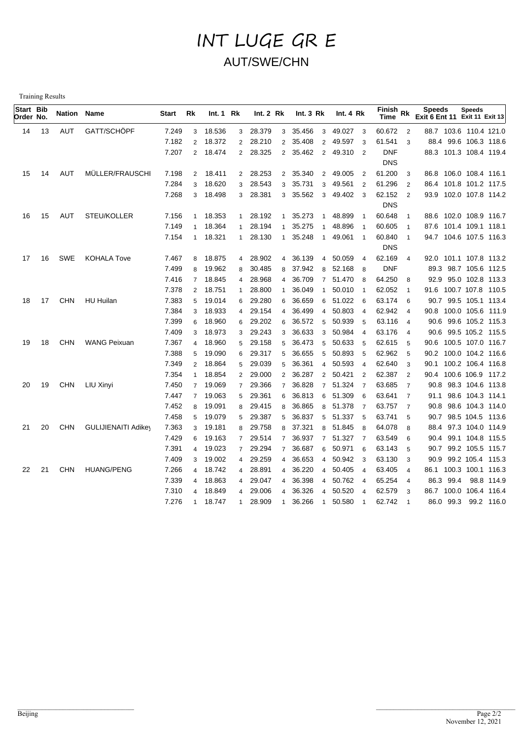# INT LUGE GR E

## AUT/SWE/CHN

Training Results

| Start Order | Bib No. | Nation | Name | Start | Rk | Int. 1 | Rk | Int. 2 | Rk | Int. 3 | Rk | Int. 4 | Rk | Finish Time | Rk | Speeds Exit 6 | Speeds Ent 11 | Speeds Exit 11 | Speeds Exit 13 |
|---|---|---|---|---|---|---|---|---|---|---|---|---|---|---|---|---|---|---|---|
| 14 | 13 | AUT | GATT/SCHÖPF | 7.249 | 3 | 18.536 | 3 | 28.379 | 3 | 35.456 | 3 | 49.027 | 3 | 60.672 | 2 | 88.7 | 103.6 | 110.4 | 121.0 |
| | | | | 7.182 | 2 | 18.372 | 2 | 28.210 | 2 | 35.408 | 2 | 49.597 | 3 | 61.541 | 3 | 88.4 | 99.6 | 106.3 | 118.6 |
| | | | | 7.207 | 2 | 18.474 | 2 | 28.325 | 2 | 35.462 | 2 | 49.310 | 2 | DNF | | 88.3 | 101.3 | 108.4 | 119.4 |
| | | | | | | | | | | | | | | DNS | | | | | |
| 15 | 14 | AUT | MÜLLER/FRAUSCHI | 7.198 | 2 | 18.411 | 2 | 28.253 | 2 | 35.340 | 2 | 49.005 | 2 | 61.200 | 3 | 86.8 | 106.0 | 108.4 | 116.1 |
| | | | | 7.284 | 3 | 18.620 | 3 | 28.543 | 3 | 35.731 | 3 | 49.561 | 2 | 61.296 | 2 | 86.4 | 101.8 | 101.2 | 117.5 |
| | | | | 7.268 | 3 | 18.498 | 3 | 28.381 | 3 | 35.562 | 3 | 49.402 | 3 | 62.152 | 2 | 93.9 | 102.0 | 107.8 | 114.2 |
| | | | | | | | | | | | | | | DNS | | | | | |
| 16 | 15 | AUT | STEU/KOLLER | 7.156 | 1 | 18.353 | 1 | 28.192 | 1 | 35.273 | 1 | 48.899 | 1 | 60.648 | 1 | 88.6 | 102.0 | 108.9 | 116.7 |
| | | | | 7.149 | 1 | 18.364 | 1 | 28.194 | 1 | 35.275 | 1 | 48.896 | 1 | 60.605 | 1 | 87.6 | 101.4 | 109.1 | 118.1 |
| | | | | 7.154 | 1 | 18.321 | 1 | 28.130 | 1 | 35.248 | 1 | 49.061 | 1 | 60.840 | 1 | 94.7 | 104.6 | 107.5 | 116.3 |
| | | | | | | | | | | | | | | DNS | | | | | |
| 17 | 16 | SWE | KOHALA Tove | 7.467 | 8 | 18.875 | 4 | 28.902 | 4 | 36.139 | 4 | 50.059 | 4 | 62.169 | 4 | 92.0 | 101.1 | 107.8 | 113.2 |
| | | | | 7.499 | 8 | 19.962 | 8 | 30.485 | 8 | 37.942 | 8 | 52.168 | 8 | DNF | | 89.3 | 98.7 | 105.6 | 112.5 |
| | | | | 7.416 | 7 | 18.845 | 4 | 28.968 | 4 | 36.709 | 7 | 51.470 | 8 | 64.250 | 8 | 92.9 | 95.0 | 102.8 | 113.3 |
| | | | | 7.378 | 2 | 18.751 | 1 | 28.800 | 1 | 36.049 | 1 | 50.010 | 1 | 62.052 | 1 | 91.6 | 100.7 | 107.8 | 110.5 |
| 18 | 17 | CHN | HU Huilan | 7.383 | 5 | 19.014 | 6 | 29.280 | 6 | 36.659 | 6 | 51.022 | 6 | 63.174 | 6 | 90.7 | 99.5 | 105.1 | 113.4 |
| | | | | 7.384 | 3 | 18.933 | 4 | 29.154 | 4 | 36.499 | 4 | 50.803 | 4 | 62.942 | 4 | 90.8 | 100.0 | 105.6 | 111.9 |
| | | | | 7.399 | 6 | 18.960 | 6 | 29.202 | 6 | 36.572 | 5 | 50.939 | 5 | 63.116 | 4 | 90.6 | 99.6 | 105.2 | 115.3 |
| | | | | 7.409 | 3 | 18.973 | 3 | 29.243 | 3 | 36.633 | 3 | 50.984 | 4 | 63.176 | 4 | 90.6 | 99.5 | 105.2 | 115.5 |
| 19 | 18 | CHN | WANG Peixuan | 7.367 | 4 | 18.960 | 5 | 29.158 | 5 | 36.473 | 5 | 50.633 | 5 | 62.615 | 5 | 90.6 | 100.5 | 107.0 | 116.7 |
| | | | | 7.388 | 5 | 19.090 | 6 | 29.317 | 5 | 36.655 | 5 | 50.893 | 5 | 62.962 | 5 | 90.2 | 100.0 | 104.2 | 116.6 |
| | | | | 7.349 | 2 | 18.864 | 5 | 29.039 | 5 | 36.361 | 4 | 50.593 | 4 | 62.640 | 3 | 90.1 | 100.2 | 106.4 | 116.8 |
| | | | | 7.354 | 1 | 18.854 | 2 | 29.000 | 2 | 36.287 | 2 | 50.421 | 2 | 62.387 | 2 | 90.4 | 100.6 | 106.9 | 117.2 |
| 20 | 19 | CHN | LIU Xinyi | 7.450 | 7 | 19.069 | 7 | 29.366 | 7 | 36.828 | 7 | 51.324 | 7 | 63.685 | 7 | 90.8 | 98.3 | 104.6 | 113.8 |
| | | | | 7.447 | 7 | 19.063 | 5 | 29.361 | 6 | 36.813 | 6 | 51.309 | 6 | 63.641 | 7 | 91.1 | 98.6 | 104.3 | 114.1 |
| | | | | 7.452 | 8 | 19.091 | 8 | 29.415 | 8 | 36.865 | 8 | 51.378 | 7 | 63.757 | 7 | 90.8 | 98.6 | 104.3 | 114.0 |
| | | | | 7.458 | 5 | 19.079 | 5 | 29.387 | 5 | 36.837 | 5 | 51.337 | 5 | 63.741 | 5 | 90.7 | 98.5 | 104.5 | 113.6 |
| 21 | 20 | CHN | GULIJIENAITI Adikey | 7.363 | 3 | 19.181 | 8 | 29.758 | 8 | 37.321 | 8 | 51.845 | 8 | 64.078 | 8 | 88.4 | 97.3 | 104.0 | 114.9 |
| | | | | 7.429 | 6 | 19.163 | 7 | 29.514 | 7 | 36.937 | 7 | 51.327 | 7 | 63.549 | 6 | 90.4 | 99.1 | 104.8 | 115.5 |
| | | | | 7.391 | 4 | 19.023 | 7 | 29.294 | 7 | 36.687 | 6 | 50.971 | 6 | 63.143 | 5 | 90.7 | 99.2 | 105.5 | 115.7 |
| | | | | 7.409 | 3 | 19.002 | 4 | 29.259 | 4 | 36.653 | 4 | 50.942 | 3 | 63.130 | 3 | 90.9 | 99.2 | 105.4 | 115.3 |
| 22 | 21 | CHN | HUANG/PENG | 7.266 | 4 | 18.742 | 4 | 28.891 | 4 | 36.220 | 4 | 50.405 | 4 | 63.405 | 4 | 86.1 | 100.3 | 100.1 | 116.3 |
| | | | | 7.339 | 4 | 18.863 | 4 | 29.047 | 4 | 36.398 | 4 | 50.762 | 4 | 65.254 | 4 | 86.3 | 99.4 | 98.8 | 114.9 |
| | | | | 7.310 | 4 | 18.849 | 4 | 29.006 | 4 | 36.326 | 4 | 50.520 | 4 | 62.579 | 3 | 86.7 | 100.0 | 106.4 | 116.4 |
| | | | | 7.276 | 1 | 18.747 | 1 | 28.909 | 1 | 36.266 | 1 | 50.580 | 1 | 62.742 | 1 | 86.0 | 99.3 | 99.2 | 116.0 |

Beijing

November 12, 2021